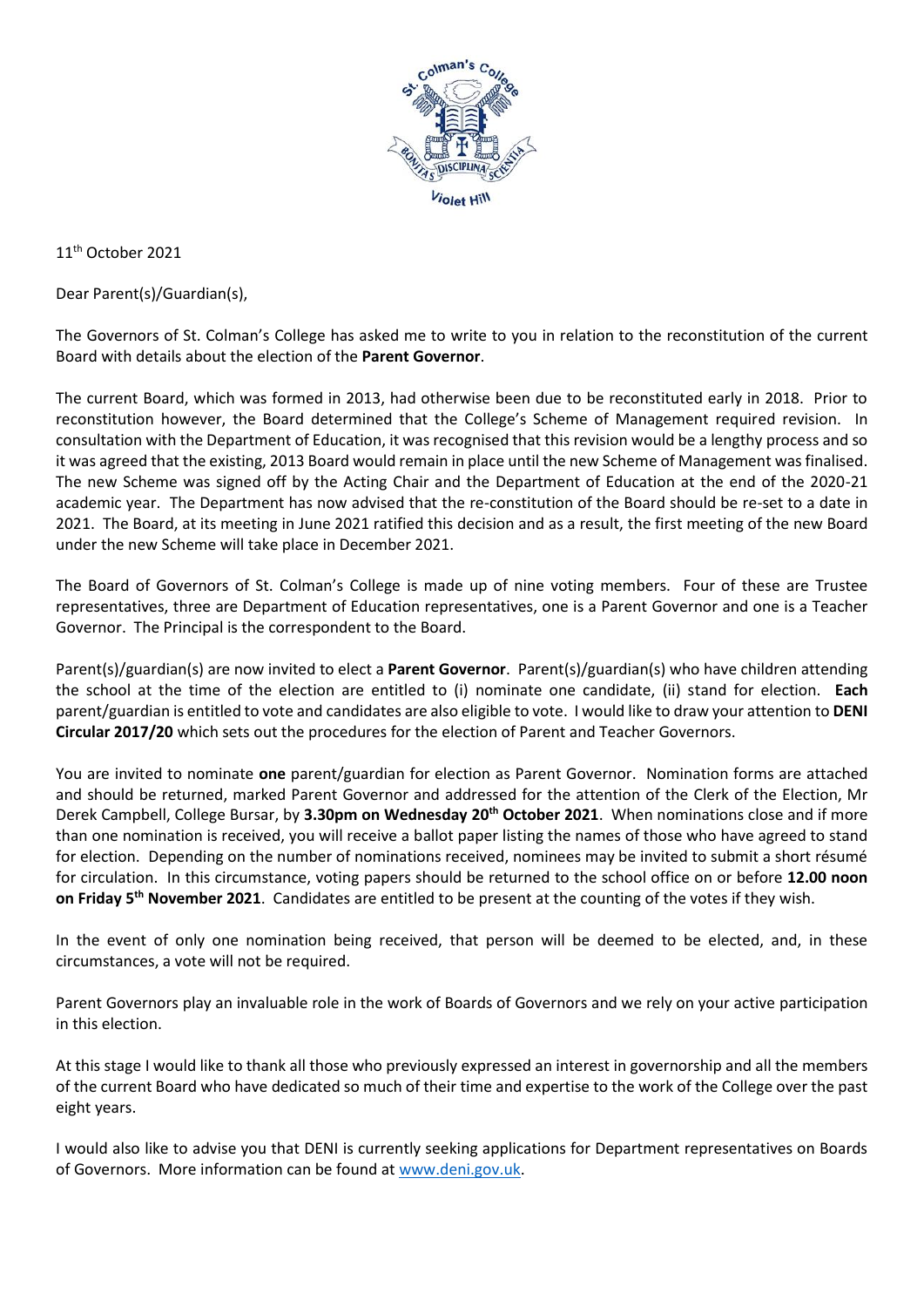11th October 2021

Dear Parent(s)/Guardian(s),

The Governors of St. Colman's College has asked me to write to you in relation to the reconstitution of the current Board with details about the election of the **Parent Governor**.

The current Board, which was formed in 2013, had otherwise been due to be reconstituted early in 2018. Prior to reconstitution however, the Board determined that the College's Scheme of Management required revision. In consultation with the Department of Education, it was recognised that this revision would be a lengthy process and so it was agreed that the existing, 2013 Board would remain in place until the new Scheme of Management was finalised. The new Scheme was signed off by the Acting Chair and the Department of Education at the end of the 2020-21 academic year. The Department has now advised that the re-constitution of the Board should be re-set to a date in 2021. The Board, at its meeting in June 2021 ratified this decision and as a result, the first meeting of the new Board under the new Scheme will take place in December 2021.

The Board of Governors of St. Colman's College is made up of nine voting members. Four of these are Trustee representatives, three are Department of Education representatives, one is a Parent Governor and one is a Teacher Governor. The Principal is the correspondent to the Board.

Parent(s)/guardian(s) are now invited to elect a **Parent Governor**. Parent(s)/guardian(s) who have children attending the school at the time of the election are entitled to (i) nominate one candidate, (ii) stand for election. **Each** parent/guardian is entitled to vote and candidates are also eligible to vote. I would like to draw your attention to **DENI Circular 2017/20** which sets out the procedures for the election of Parent and Teacher Governors.

You are invited to nominate **one** parent/guardian for election as Parent Governor. Nomination forms are attached and should be returned, marked Parent Governor and addressed for the attention of the Clerk of the Election, Mr Derek Campbell, College Bursar, by **3.30pm on Wednesday 20th October 2021**. When nominations close and if more than one nomination is received, you will receive a ballot paper listing the names of those who have agreed to stand for election. Depending on the number of nominations received, nominees may be invited to submit a short résumé for circulation. In this circumstance, voting papers should be returned to the school office on or before **12.00 noon on Friday 5th November 2021**. Candidates are entitled to be present at the counting of the votes if they wish.

In the event of only one nomination being received, that person will be deemed to be elected, and, in these circumstances, a vote will not be required.

Parent Governors play an invaluable role in the work of Boards of Governors and we rely on your active participation in this election.

At this stage I would like to thank all those who previously expressed an interest in governorship and all the members of the current Board who have dedicated so much of their time and expertise to the work of the College over the past eight years.

I would also like to advise you that DENI is currently seeking applications for Department representatives on Boards of Governors. More information can be found at www.deni.gov.uk.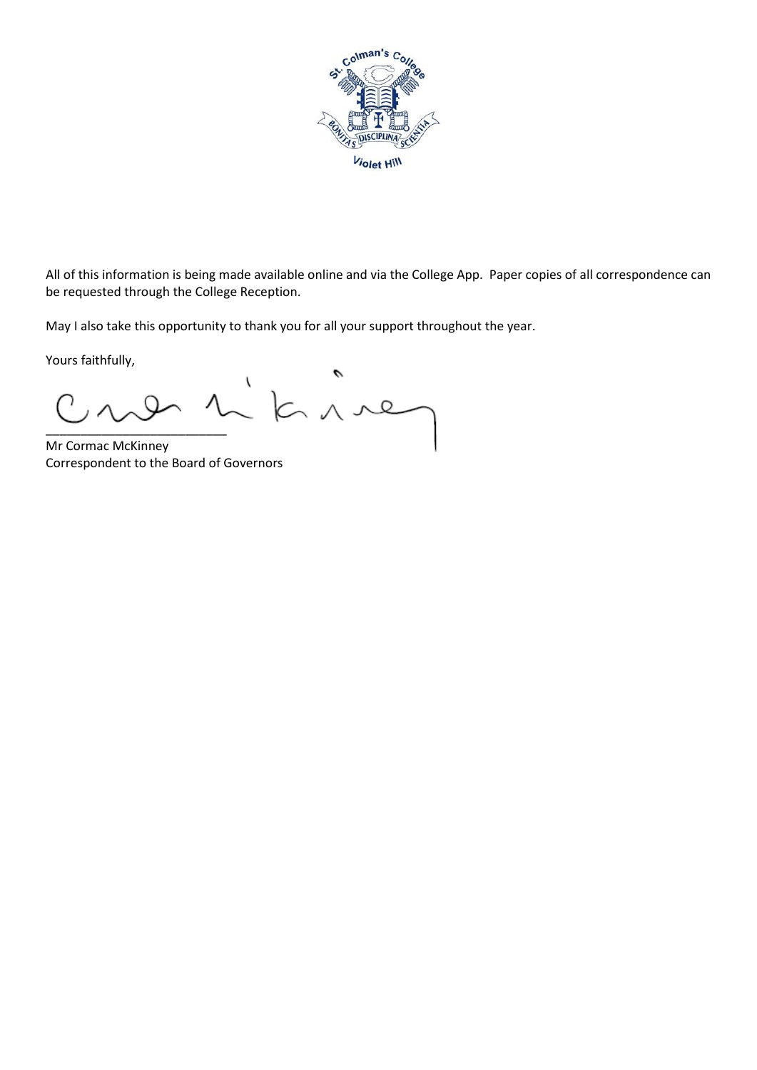All of this information is being made available online and via the College App. Paper copies of all correspondence can be requested through the College Reception.

May I also take this opportunity to thank you for all your support throughout the year.

Yours faithfully,

\_\_\_\_\_\_\_\_\_\_\_\_\_\_\_\_\_\_\_\_\_\_\_\_\_\_

Mr Cormac McKinney
Correspondent to the Board of Governors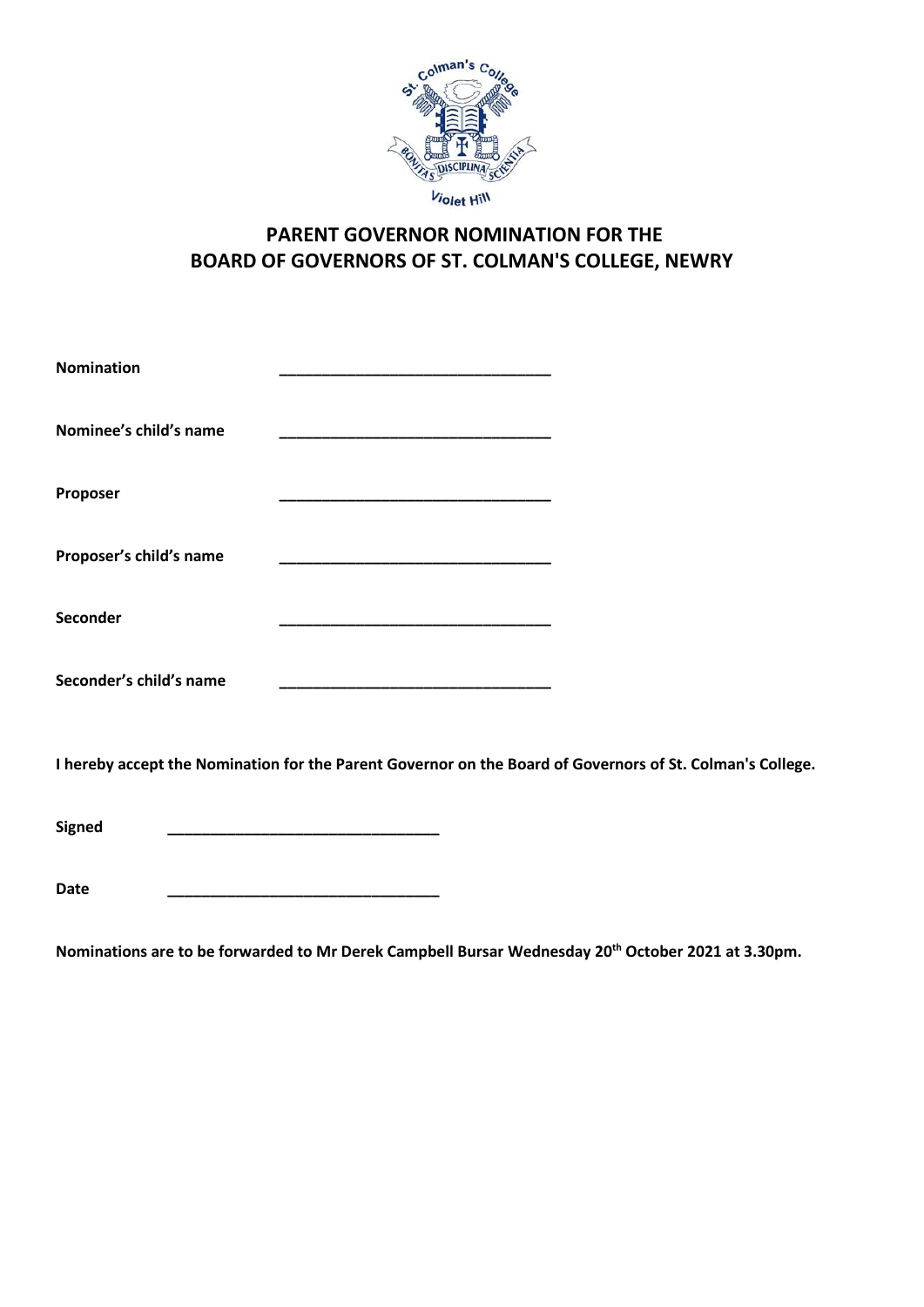# PARENT GOVERNOR NOMINATION FOR THE BOARD OF GOVERNORS OF ST. COLMAN'S COLLEGE, NEWRY

**Nomination** ________________________________

**Nominee's child's name** ________________________________

**Proposer** ________________________________

**Proposer's child's name** ________________________________

**Seconder** ________________________________

**Seconder's child's name** ________________________________

**I hereby accept the Nomination for the Parent Governor on the Board of Governors of St. Colman's College.**

**Signed** ________________________________

**Date** ________________________________

**Nominations are to be forwarded to Mr Derek Campbell Bursar Wednesday 20th October 2021 at 3.30pm.**